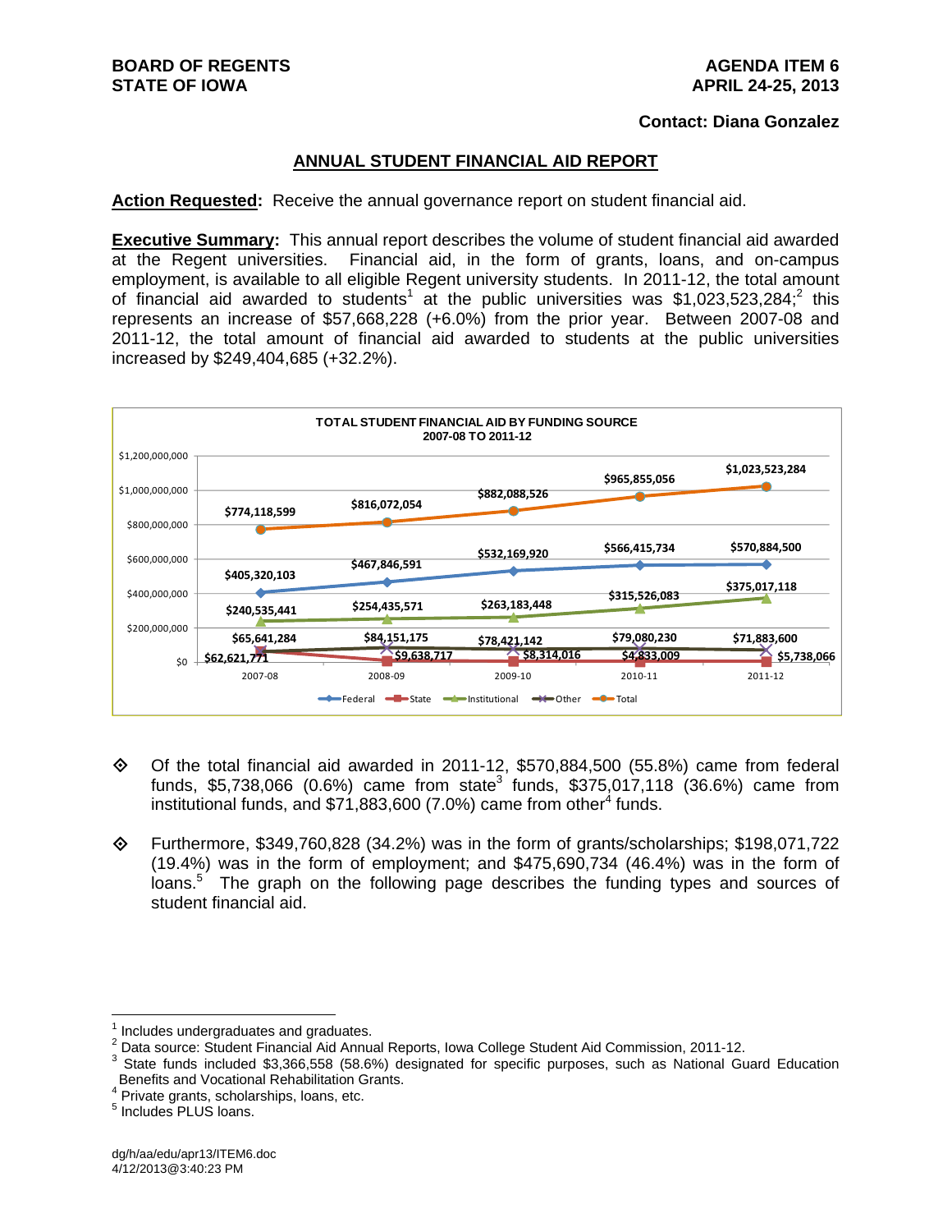**BOARD OF REGENTS**
**STATE OF IOWA**

**AGENDA ITEM 6**
**APRIL 24-25, 2013**

**Contact: Diana Gonzalez**

## ANNUAL STUDENT FINANCIAL AID REPORT

**Action Requested:** Receive the annual governance report on student financial aid.

**Executive Summary:** This annual report describes the volume of student financial aid awarded at the Regent universities. Financial aid, in the form of grants, loans, and on-campus employment, is available to all eligible Regent university students. In 2011-12, the total amount of financial aid awarded to students[1] at the public universities was $1,023,523,284;[2] this represents an increase of $57,668,228 (+6.0%) from the prior year. Between 2007-08 and 2011-12, the total amount of financial aid awarded to students at the public universities increased by $249,404,685 (+32.2%).

**TOTAL STUDENT FINANCIAL AID BY FUNDING SOURCE**
**2007-08 TO 2011-12**

| | 2007-08 | 2008-09 | 2009-10 | 2010-11 | 2011-12 |
|---|---|---|---|---|---|
| Federal | $405,320,103 | $467,846,591 | $532,169,920 | $566,415,734 | $570,884,500 |
| State | $62,621,771 | $9,638,717 | $8,314,016 | $4,833,009 | $5,738,066 |
| Institutional | $240,535,441 | $254,435,571 | $263,183,448 | $315,526,083 | $375,017,118 |
| Other | $65,641,284 | $84,151,175 | $78,421,142 | $79,080,230 | $71,883,600 |
| Total | $774,118,599 | $816,072,054 | $882,088,526 | $965,855,056 | $1,023,523,284 |

- Of the total financial aid awarded in 2011-12, $570,884,500 (55.8%) came from federal funds, $5,738,066 (0.6%) came from state[3] funds, $375,017,118 (36.6%) came from institutional funds, and $71,883,600 (7.0%) came from other[4] funds.

- Furthermore, $349,760,828 (34.2%) was in the form of grants/scholarships; $198,071,722 (19.4%) was in the form of employment; and $475,690,734 (46.4%) was in the form of loans.[5] The graph on the following page describes the funding types and sources of student financial aid.

---

[1] Includes undergraduates and graduates.
[2] Data source: Student Financial Aid Annual Reports, Iowa College Student Aid Commission, 2011-12.
[3] State funds included $3,366,558 (58.6%) designated for specific purposes, such as National Guard Education Benefits and Vocational Rehabilitation Grants.
[4] Private grants, scholarships, loans, etc.
[5] Includes PLUS loans.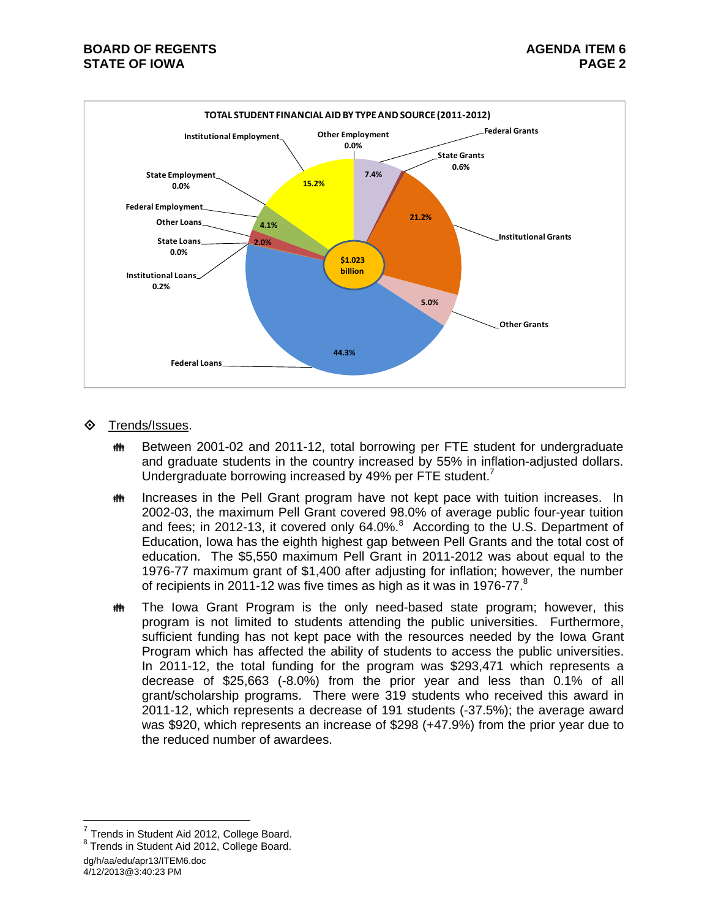**TOTAL STUDENT FINANCIAL AID BY TYPE AND SOURCE (2011-2012)**

| Type and Source | Percent |
| --- | --- |
| Federal Grants | 7.4% |
| State Grants | 0.6% |
| Institutional Grants | 21.2% |
| Other Grants | 5.0% |
| Federal Loans | 44.3% |
| Institutional Loans | 0.2% |
| State Loans | 0.0% |
| Other Loans | 2.0% |
| Federal Employment | 4.1% |
| State Employment | 0.0% |
| Institutional Employment | 15.2% |
| Other Employment | 0.0% |
| Total | $1.023 billion |

- Trends/Issues.
  - Between 2001-02 and 2011-12, total borrowing per FTE student for undergraduate and graduate students in the country increased by 55% in inflation-adjusted dollars. Undergraduate borrowing increased by 49% per FTE student.[7]
  - Increases in the Pell Grant program have not kept pace with tuition increases. In 2002-03, the maximum Pell Grant covered 98.0% of average public four-year tuition and fees; in 2012-13, it covered only 64.0%.[8] According to the U.S. Department of Education, Iowa has the eighth highest gap between Pell Grants and the total cost of education. The $5,550 maximum Pell Grant in 2011-2012 was about equal to the 1976-77 maximum grant of $1,400 after adjusting for inflation; however, the number of recipients in 2011-12 was five times as high as it was in 1976-77.[8]
  - The Iowa Grant Program is the only need-based state program; however, this program is not limited to students attending the public universities. Furthermore, sufficient funding has not kept pace with the resources needed by the Iowa Grant Program which has affected the ability of students to access the public universities. In 2011-12, the total funding for the program was $293,471 which represents a decrease of $25,663 (-8.0%) from the prior year and less than 0.1% of all grant/scholarship programs. There were 319 students who received this award in 2011-12, which represents a decrease of 191 students (-37.5%); the average award was $920, which represents an increase of $298 (+47.9%) from the prior year due to the reduced number of awardees.

[7] Trends in Student Aid 2012, College Board.
[8] Trends in Student Aid 2012, College Board.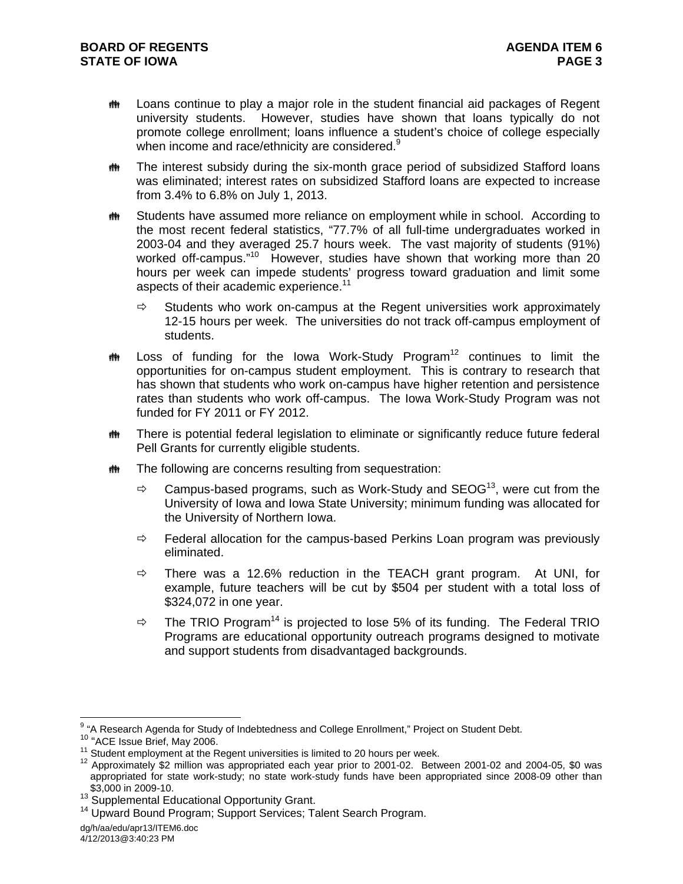- Loans continue to play a major role in the student financial aid packages of Regent university students. However, studies have shown that loans typically do not promote college enrollment; loans influence a student's choice of college especially when income and race/ethnicity are considered.[9]

- The interest subsidy during the six-month grace period of subsidized Stafford loans was eliminated; interest rates on subsidized Stafford loans are expected to increase from 3.4% to 6.8% on July 1, 2013.

- Students have assumed more reliance on employment while in school. According to the most recent federal statistics, "77.7% of all full-time undergraduates worked in 2003-04 and they averaged 25.7 hours week. The vast majority of students (91%) worked off-campus."[10] However, studies have shown that working more than 20 hours per week can impede students' progress toward graduation and limit some aspects of their academic experience.[11]

  - Students who work on-campus at the Regent universities work approximately 12-15 hours per week. The universities do not track off-campus employment of students.

- Loss of funding for the Iowa Work-Study Program[12] continues to limit the opportunities for on-campus student employment. This is contrary to research that has shown that students who work on-campus have higher retention and persistence rates than students who work off-campus. The Iowa Work-Study Program was not funded for FY 2011 or FY 2012.

- There is potential federal legislation to eliminate or significantly reduce future federal Pell Grants for currently eligible students.

- The following are concerns resulting from sequestration:

  - Campus-based programs, such as Work-Study and SEOG[13], were cut from the University of Iowa and Iowa State University; minimum funding was allocated for the University of Northern Iowa.

  - Federal allocation for the campus-based Perkins Loan program was previously eliminated.

  - There was a 12.6% reduction in the TEACH grant program. At UNI, for example, future teachers will be cut by $504 per student with a total loss of $324,072 in one year.

  - The TRIO Program[14] is projected to lose 5% of its funding. The Federal TRIO Programs are educational opportunity outreach programs designed to motivate and support students from disadvantaged backgrounds.

---

[9] "A Research Agenda for Study of Indebtedness and College Enrollment," Project on Student Debt.

[10] "ACE Issue Brief, May 2006.

[11] Student employment at the Regent universities is limited to 20 hours per week.

[12] Approximately $2 million was appropriated each year prior to 2001-02. Between 2001-02 and 2004-05, $0 was appropriated for state work-study; no state work-study funds have been appropriated since 2008-09 other than $3,000 in 2009-10.

[13] Supplemental Educational Opportunity Grant.

[14] Upward Bound Program; Support Services; Talent Search Program.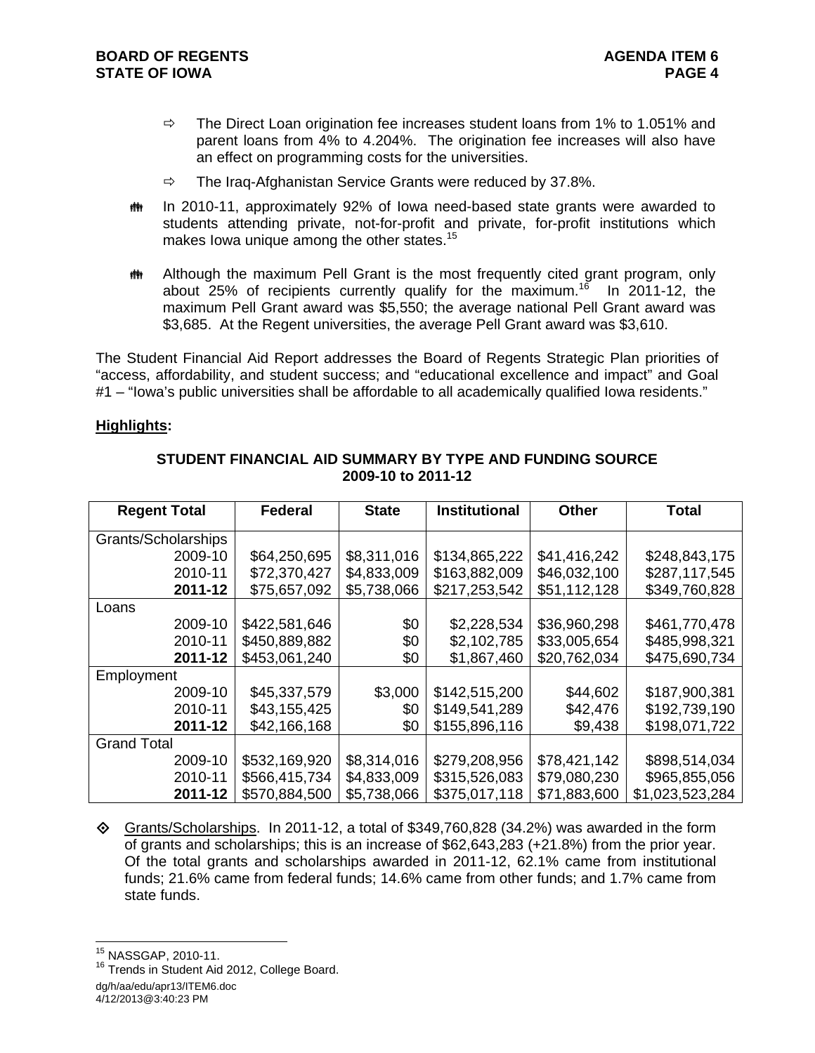- ⇨ The Direct Loan origination fee increases student loans from 1% to 1.051% and parent loans from 4% to 4.204%. The origination fee increases will also have an effect on programming costs for the universities.

- ⇨ The Iraq-Afghanistan Service Grants were reduced by 37.8%.

- In 2010-11, approximately 92% of Iowa need-based state grants were awarded to students attending private, not-for-profit and private, for-profit institutions which makes Iowa unique among the other states.[15]

- Although the maximum Pell Grant is the most frequently cited grant program, only about 25% of recipients currently qualify for the maximum.[16] In 2011-12, the maximum Pell Grant award was $5,550; the average national Pell Grant award was $3,685. At the Regent universities, the average Pell Grant award was $3,610.

The Student Financial Aid Report addresses the Board of Regents Strategic Plan priorities of "access, affordability, and student success; and "educational excellence and impact" and Goal #1 – "Iowa's public universities shall be affordable to all academically qualified Iowa residents."

**Highlights:**

**STUDENT FINANCIAL AID SUMMARY BY TYPE AND FUNDING SOURCE**
**2009-10 to 2011-12**

| Regent Total | Federal | State | Institutional | Other | Total |
|---|---|---|---|---|---|
| Grants/Scholarships | | | | | |
| 2009-10 | $64,250,695 | $8,311,016 | $134,865,222 | $41,416,242 | $248,843,175 |
| 2010-11 | $72,370,427 | $4,833,009 | $163,882,009 | $46,032,100 | $287,117,545 |
| **2011-12** | $75,657,092 | $5,738,066 | $217,253,542 | $51,112,128 | $349,760,828 |
| Loans | | | | | |
| 2009-10 | $422,581,646 | $0 | $2,228,534 | $36,960,298 | $461,770,478 |
| 2010-11 | $450,889,882 | $0 | $2,102,785 | $33,005,654 | $485,998,321 |
| **2011-12** | $453,061,240 | $0 | $1,867,460 | $20,762,034 | $475,690,734 |
| Employment | | | | | |
| 2009-10 | $45,337,579 | $3,000 | $142,515,200 | $44,602 | $187,900,381 |
| 2010-11 | $43,155,425 | $0 | $149,541,289 | $42,476 | $192,739,190 |
| **2011-12** | $42,166,168 | $0 | $155,896,116 | $9,438 | $198,071,722 |
| Grand Total | | | | | |
| 2009-10 | $532,169,920 | $8,314,016 | $279,208,956 | $78,421,142 | $898,514,034 |
| 2010-11 | $566,415,734 | $4,833,009 | $315,526,083 | $79,080,230 | $965,855,056 |
| **2011-12** | $570,884,500 | $5,738,066 | $375,017,118 | $71,883,600 | $1,023,523,284 |

- Grants/Scholarships. In 2011-12, a total of $349,760,828 (34.2%) was awarded in the form of grants and scholarships; this is an increase of $62,643,283 (+21.8%) from the prior year. Of the total grants and scholarships awarded in 2011-12, 62.1% came from institutional funds; 21.6% came from federal funds; 14.6% came from other funds; and 1.7% came from state funds.

---

[15] NASSGAP, 2010-11.

[16] Trends in Student Aid 2012, College Board.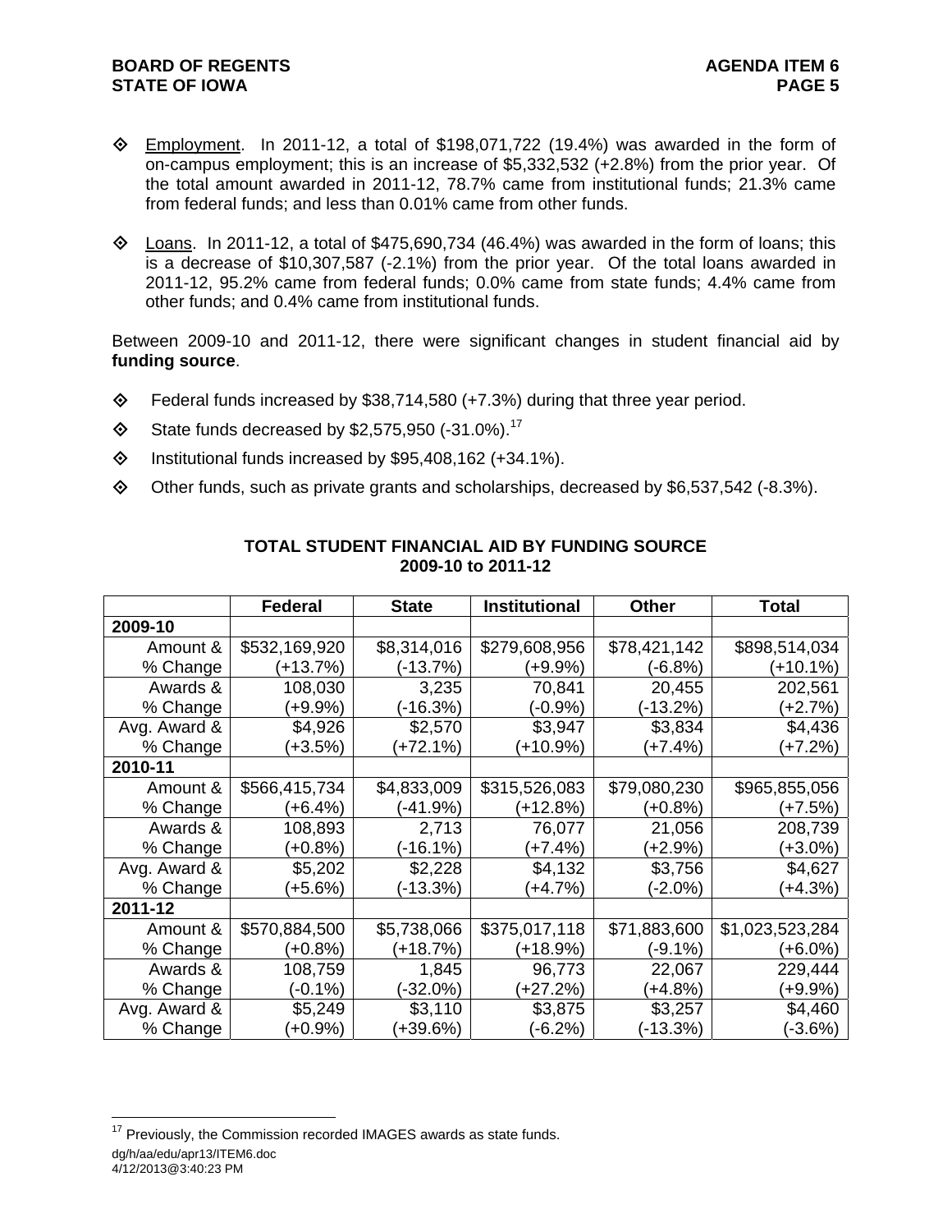- Employment. In 2011-12, a total of $198,071,722 (19.4%) was awarded in the form of on-campus employment; this is an increase of $5,332,532 (+2.8%) from the prior year. Of the total amount awarded in 2011-12, 78.7% came from institutional funds; 21.3% came from federal funds; and less than 0.01% came from other funds.

- Loans. In 2011-12, a total of $475,690,734 (46.4%) was awarded in the form of loans; this is a decrease of $10,307,587 (-2.1%) from the prior year. Of the total loans awarded in 2011-12, 95.2% came from federal funds; 0.0% came from state funds; 4.4% came from other funds; and 0.4% came from institutional funds.

Between 2009-10 and 2011-12, there were significant changes in student financial aid by **funding source**.

- Federal funds increased by $38,714,580 (+7.3%) during that three year period.
- State funds decreased by $2,575,950 (-31.0%).[17]
- Institutional funds increased by $95,408,162 (+34.1%).
- Other funds, such as private grants and scholarships, decreased by $6,537,542 (-8.3%).

**TOTAL STUDENT FINANCIAL AID BY FUNDING SOURCE**
**2009-10 to 2011-12**

| | Federal | State | Institutional | Other | Total |
|---|---|---|---|---|---|
| **2009-10** | | | | | |
| Amount & % Change | $532,169,920 (+13.7%) | $8,314,016 (-13.7%) | $279,608,956 (+9.9%) | $78,421,142 (-6.8%) | $898,514,034 (+10.1%) |
| Awards & % Change | 108,030 (+9.9%) | 3,235 (-16.3%) | 70,841 (-0.9%) | 20,455 (-13.2%) | 202,561 (+2.7%) |
| Avg. Award & % Change | $4,926 (+3.5%) | $2,570 (+72.1%) | $3,947 (+10.9%) | $3,834 (+7.4%) | $4,436 (+7.2%) |
| **2010-11** | | | | | |
| Amount & % Change | $566,415,734 (+6.4%) | $4,833,009 (-41.9%) | $315,526,083 (+12.8%) | $79,080,230 (+0.8%) | $965,855,056 (+7.5%) |
| Awards & % Change | 108,893 (+0.8%) | 2,713 (-16.1%) | 76,077 (+7.4%) | 21,056 (+2.9%) | 208,739 (+3.0%) |
| Avg. Award & % Change | $5,202 (+5.6%) | $2,228 (-13.3%) | $4,132 (+4.7%) | $3,756 (-2.0%) | $4,627 (+4.3%) |
| **2011-12** | | | | | |
| Amount & % Change | $570,884,500 (+0.8%) | $5,738,066 (+18.7%) | $375,017,118 (+18.9%) | $71,883,600 (-9.1%) | $1,023,523,284 (+6.0%) |
| Awards & % Change | 108,759 (-0.1%) | 1,845 (-32.0%) | 96,773 (+27.2%) | 22,067 (+4.8%) | 229,444 (+9.9%) |
| Avg. Award & % Change | $5,249 (+0.9%) | $3,110 (+39.6%) | $3,875 (-6.2%) | $3,257 (-13.3%) | $4,460 (-3.6%) |

[17] Previously, the Commission recorded IMAGES awards as state funds.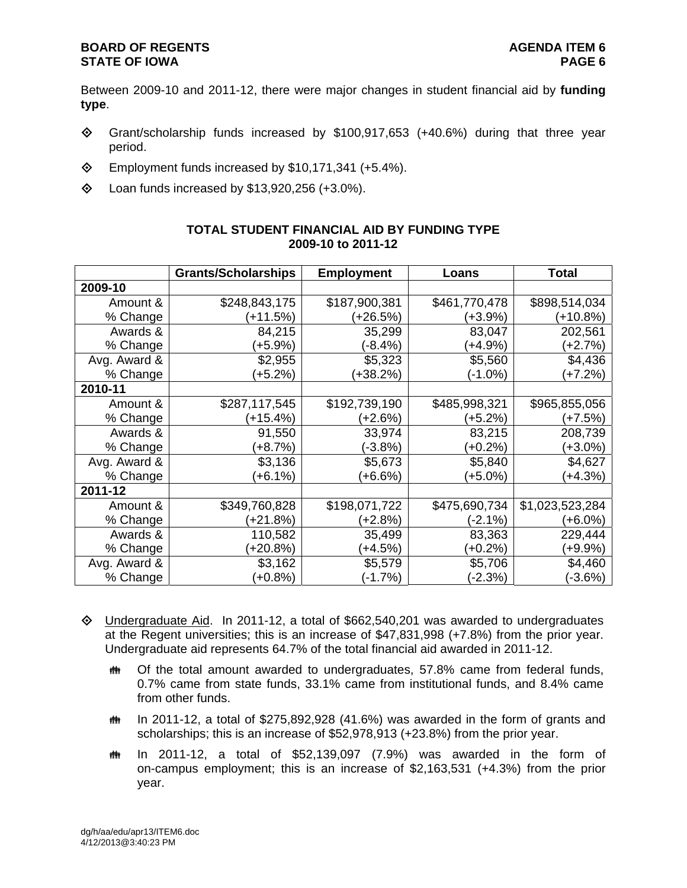Between 2009-10 and 2011-12, there were major changes in student financial aid by **funding type**.

- Grant/scholarship funds increased by $100,917,653 (+40.6%) during that three year period.
- Employment funds increased by $10,171,341 (+5.4%).
- Loan funds increased by $13,920,256 (+3.0%).

**TOTAL STUDENT FINANCIAL AID BY FUNDING TYPE**
**2009-10 to 2011-12**

| | Grants/Scholarships | Employment | Loans | Total |
|---|---|---|---|---|
| **2009-10** | | | | |
| Amount & % Change | $248,843,175 (+11.5%) | $187,900,381 (+26.5%) | $461,770,478 (+3.9%) | $898,514,034 (+10.8%) |
| Awards & % Change | 84,215 (+5.9%) | 35,299 (-8.4%) | 83,047 (+4.9%) | 202,561 (+2.7%) |
| Avg. Award & % Change | $2,955 (+5.2%) | $5,323 (+38.2%) | $5,560 (-1.0%) | $4,436 (+7.2%) |
| **2010-11** | | | | |
| Amount & % Change | $287,117,545 (+15.4%) | $192,739,190 (+2.6%) | $485,998,321 (+5.2%) | $965,855,056 (+7.5%) |
| Awards & % Change | 91,550 (+8.7%) | 33,974 (-3.8%) | 83,215 (+0.2%) | 208,739 (+3.0%) |
| Avg. Award & % Change | $3,136 (+6.1%) | $5,673 (+6.6%) | $5,840 (+5.0%) | $4,627 (+4.3%) |
| **2011-12** | | | | |
| Amount & % Change | $349,760,828 (+21.8%) | $198,071,722 (+2.8%) | $475,690,734 (-2.1%) | $1,023,523,284 (+6.0%) |
| Awards & % Change | 110,582 (+20.8%) | 35,499 (+4.5%) | 83,363 (+0.2%) | 229,444 (+9.9%) |
| Avg. Award & % Change | $3,162 (+0.8%) | $5,579 (-1.7%) | $5,706 (-2.3%) | $4,460 (-3.6%) |

- Undergraduate Aid. In 2011-12, a total of $662,540,201 was awarded to undergraduates at the Regent universities; this is an increase of $47,831,998 (+7.8%) from the prior year. Undergraduate aid represents 64.7% of the total financial aid awarded in 2011-12.
  - Of the total amount awarded to undergraduates, 57.8% came from federal funds, 0.7% came from state funds, 33.1% came from institutional funds, and 8.4% came from other funds.
  - In 2011-12, a total of $275,892,928 (41.6%) was awarded in the form of grants and scholarships; this is an increase of $52,978,913 (+23.8%) from the prior year.
  - In 2011-12, a total of $52,139,097 (7.9%) was awarded in the form of on-campus employment; this is an increase of $2,163,531 (+4.3%) from the prior year.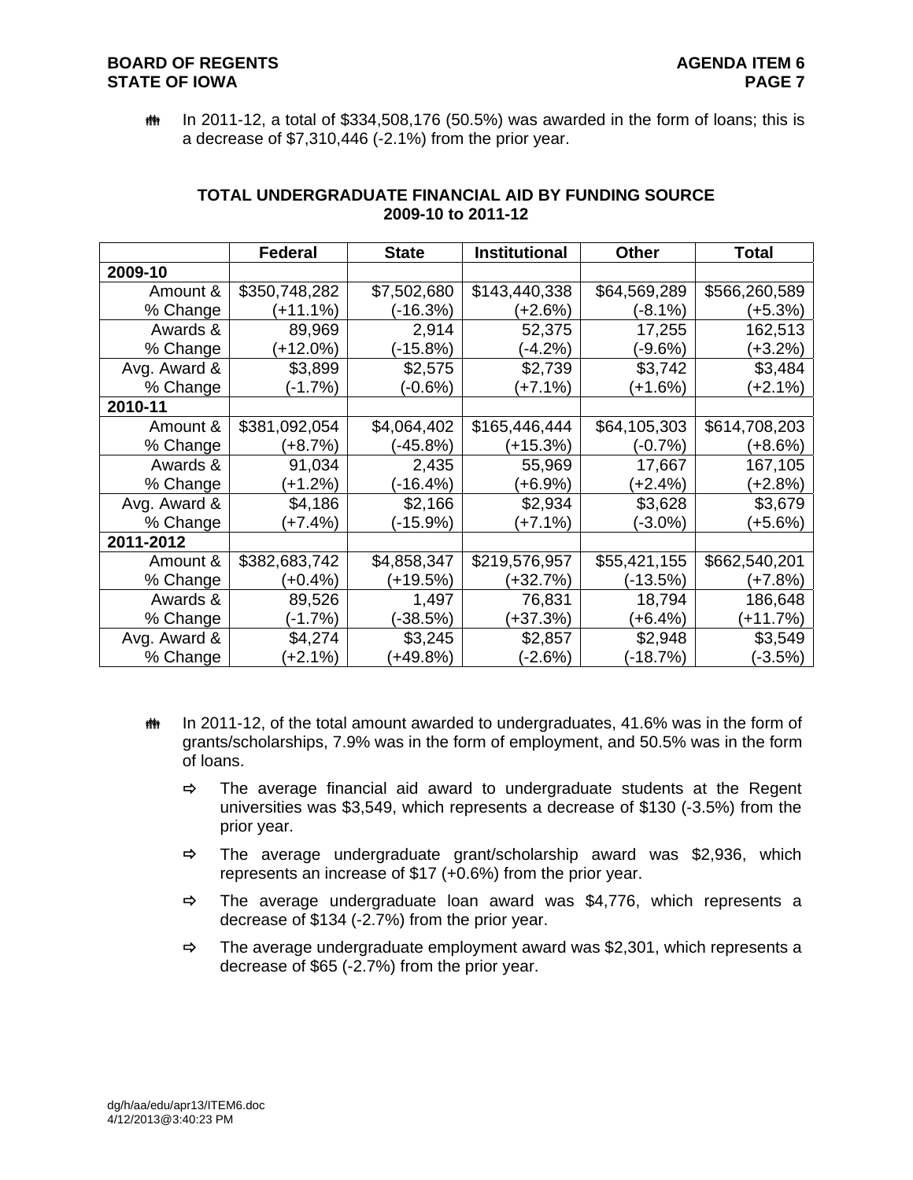- In 2011-12, a total of $334,508,176 (50.5%) was awarded in the form of loans; this is a decrease of $7,310,446 (-2.1%) from the prior year.

**TOTAL UNDERGRADUATE FINANCIAL AID BY FUNDING SOURCE**
**2009-10 to 2011-12**

| | Federal | State | Institutional | Other | Total |
|---|---|---|---|---|---|
| **2009-10** | | | | | |
| Amount & % Change | $350,748,282 (+11.1%) | $7,502,680 (-16.3%) | $143,440,338 (+2.6%) | $64,569,289 (-8.1%) | $566,260,589 (+5.3%) |
| Awards & % Change | 89,969 (+12.0%) | 2,914 (-15.8%) | 52,375 (-4.2%) | 17,255 (-9.6%) | 162,513 (+3.2%) |
| Avg. Award & % Change | $3,899 (-1.7%) | $2,575 (-0.6%) | $2,739 (+7.1%) | $3,742 (+1.6%) | $3,484 (+2.1%) |
| **2010-11** | | | | | |
| Amount & % Change | $381,092,054 (+8.7%) | $4,064,402 (-45.8%) | $165,446,444 (+15.3%) | $64,105,303 (-0.7%) | $614,708,203 (+8.6%) |
| Awards & % Change | 91,034 (+1.2%) | 2,435 (-16.4%) | 55,969 (+6.9%) | 17,667 (+2.4%) | 167,105 (+2.8%) |
| Avg. Award & % Change | $4,186 (+7.4%) | $2,166 (-15.9%) | $2,934 (+7.1%) | $3,628 (-3.0%) | $3,679 (+5.6%) |
| **2011-2012** | | | | | |
| Amount & % Change | $382,683,742 (+0.4%) | $4,858,347 (+19.5%) | $219,576,957 (+32.7%) | $55,421,155 (-13.5%) | $662,540,201 (+7.8%) |
| Awards & % Change | 89,526 (-1.7%) | 1,497 (-38.5%) | 76,831 (+37.3%) | 18,794 (+6.4%) | 186,648 (+11.7%) |
| Avg. Award & % Change | $4,274 (+2.1%) | $3,245 (+49.8%) | $2,857 (-2.6%) | $2,948 (-18.7%) | $3,549 (-3.5%) |

- In 2011-12, of the total amount awarded to undergraduates, 41.6% was in the form of grants/scholarships, 7.9% was in the form of employment, and 50.5% was in the form of loans.
  - The average financial aid award to undergraduate students at the Regent universities was $3,549, which represents a decrease of $130 (-3.5%) from the prior year.
  - The average undergraduate grant/scholarship award was $2,936, which represents an increase of $17 (+0.6%) from the prior year.
  - The average undergraduate loan award was $4,776, which represents a decrease of $134 (-2.7%) from the prior year.
  - The average undergraduate employment award was $2,301, which represents a decrease of $65 (-2.7%) from the prior year.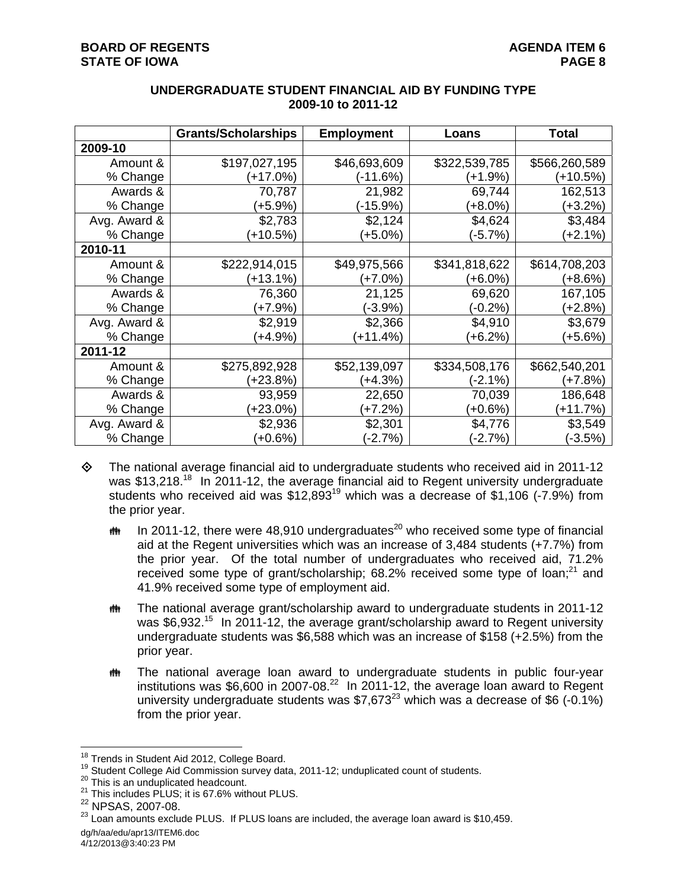## UNDERGRADUATE STUDENT FINANCIAL AID BY FUNDING TYPE
## 2009-10 to 2011-12

| | Grants/Scholarships | Employment | Loans | Total |
|---|---|---|---|---|
| **2009-10** | | | | |
| Amount & % Change | $197,027,195 (+17.0%) | $46,693,609 (-11.6%) | $322,539,785 (+1.9%) | $566,260,589 (+10.5%) |
| Awards & % Change | 70,787 (+5.9%) | 21,982 (-15.9%) | 69,744 (+8.0%) | 162,513 (+3.2%) |
| Avg. Award & % Change | $2,783 (+10.5%) | $2,124 (+5.0%) | $4,624 (-5.7%) | $3,484 (+2.1%) |
| **2010-11** | | | | |
| Amount & % Change | $222,914,015 (+13.1%) | $49,975,566 (+7.0%) | $341,818,622 (+6.0%) | $614,708,203 (+8.6%) |
| Awards & % Change | 76,360 (+7.9%) | 21,125 (-3.9%) | 69,620 (-0.2%) | 167,105 (+2.8%) |
| Avg. Award & % Change | $2,919 (+4.9%) | $2,366 (+11.4%) | $4,910 (+6.2%) | $3,679 (+5.6%) |
| **2011-12** | | | | |
| Amount & % Change | $275,892,928 (+23.8%) | $52,139,097 (+4.3%) | $334,508,176 (-2.1%) | $662,540,201 (+7.8%) |
| Awards & % Change | 93,959 (+23.0%) | 22,650 (+7.2%) | 70,039 (+0.6%) | 186,648 (+11.7%) |
| Avg. Award & % Change | $2,936 (+0.6%) | $2,301 (-2.7%) | $4,776 (-2.7%) | $3,549 (-3.5%) |

- The national average financial aid to undergraduate students who received aid in 2011-12 was $13,218.[18] In 2011-12, the average financial aid to Regent university undergraduate students who received aid was $12,893[19] which was a decrease of $1,106 (-7.9%) from the prior year.

  - In 2011-12, there were 48,910 undergraduates[20] who received some type of financial aid at the Regent universities which was an increase of 3,484 students (+7.7%) from the prior year. Of the total number of undergraduates who received aid, 71.2% received some type of grant/scholarship; 68.2% received some type of loan;[21] and 41.9% received some type of employment aid.

  - The national average grant/scholarship award to undergraduate students in 2011-12 was $6,932.[15] In 2011-12, the average grant/scholarship award to Regent university undergraduate students was $6,588 which was an increase of $158 (+2.5%) from the prior year.

  - The national average loan award to undergraduate students in public four-year institutions was $6,600 in 2007-08.[22] In 2011-12, the average loan award to Regent university undergraduate students was $7,673[23] which was a decrease of $6 (-0.1%) from the prior year.

---

[18] Trends in Student Aid 2012, College Board.
[19] Student College Aid Commission survey data, 2011-12; unduplicated count of students.
[20] This is an unduplicated headcount.
[21] This includes PLUS; it is 67.6% without PLUS.
[22] NPSAS, 2007-08.
[23] Loan amounts exclude PLUS. If PLUS loans are included, the average loan award is $10,459.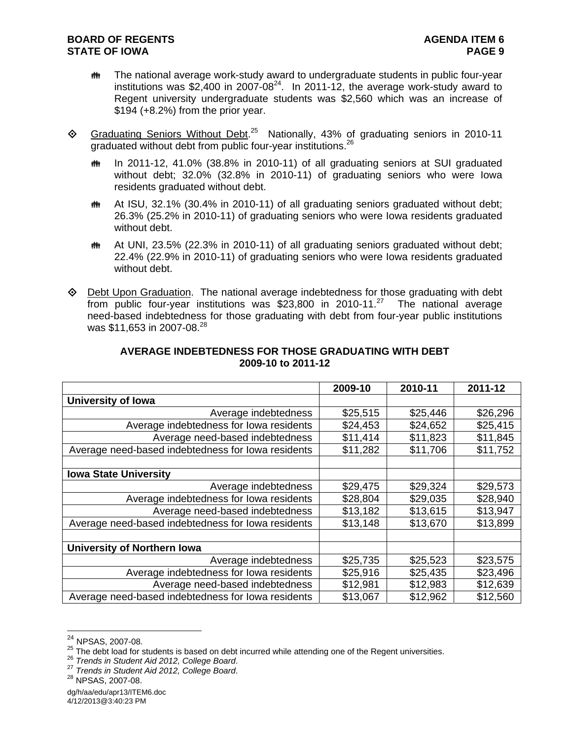- The national average work-study award to undergraduate students in public four-year institutions was $2,400 in 2007-08[24]. In 2011-12, the average work-study award to Regent university undergraduate students was $2,560 which was an increase of $194 (+8.2%) from the prior year.

- Graduating Seniors Without Debt.[25] Nationally, 43% of graduating seniors in 2010-11 graduated without debt from public four-year institutions.[26]

  - In 2011-12, 41.0% (38.8% in 2010-11) of all graduating seniors at SUI graduated without debt; 32.0% (32.8% in 2010-11) of graduating seniors who were Iowa residents graduated without debt.

  - At ISU, 32.1% (30.4% in 2010-11) of all graduating seniors graduated without debt; 26.3% (25.2% in 2010-11) of graduating seniors who were Iowa residents graduated without debt.

  - At UNI, 23.5% (22.3% in 2010-11) of all graduating seniors graduated without debt; 22.4% (22.9% in 2010-11) of graduating seniors who were Iowa residents graduated without debt.

- Debt Upon Graduation. The national average indebtedness for those graduating with debt from public four-year institutions was $23,800 in 2010-11.[27] The national average need-based indebtedness for those graduating with debt from four-year public institutions was $11,653 in 2007-08.[28]

**AVERAGE INDEBTEDNESS FOR THOSE GRADUATING WITH DEBT**
**2009-10 to 2011-12**

| | 2009-10 | 2010-11 | 2011-12 |
|---|---|---|---|
| **University of Iowa** | | | |
| Average indebtedness | $25,515 | $25,446 | $26,296 |
| Average indebtedness for Iowa residents | $24,453 | $24,652 | $25,415 |
| Average need-based indebtedness | $11,414 | $11,823 | $11,845 |
| Average need-based indebtedness for Iowa residents | $11,282 | $11,706 | $11,752 |
| | | | |
| **Iowa State University** | | | |
| Average indebtedness | $29,475 | $29,324 | $29,573 |
| Average indebtedness for Iowa residents | $28,804 | $29,035 | $28,940 |
| Average need-based indebtedness | $13,182 | $13,615 | $13,947 |
| Average need-based indebtedness for Iowa residents | $13,148 | $13,670 | $13,899 |
| | | | |
| **University of Northern Iowa** | | | |
| Average indebtedness | $25,735 | $25,523 | $23,575 |
| Average indebtedness for Iowa residents | $25,916 | $25,435 | $23,496 |
| Average need-based indebtedness | $12,981 | $12,983 | $12,639 |
| Average need-based indebtedness for Iowa residents | $13,067 | $12,962 | $12,560 |

---

[24] NPSAS, 2007-08.
[25] The debt load for students is based on debt incurred while attending one of the Regent universities.
[26] *Trends in Student Aid 2012, College Board*.
[27] *Trends in Student Aid 2012, College Board*.
[28] NPSAS, 2007-08.

dg/h/aa/edu/apr13/ITEM6.doc
4/12/2013@3:40:23 PM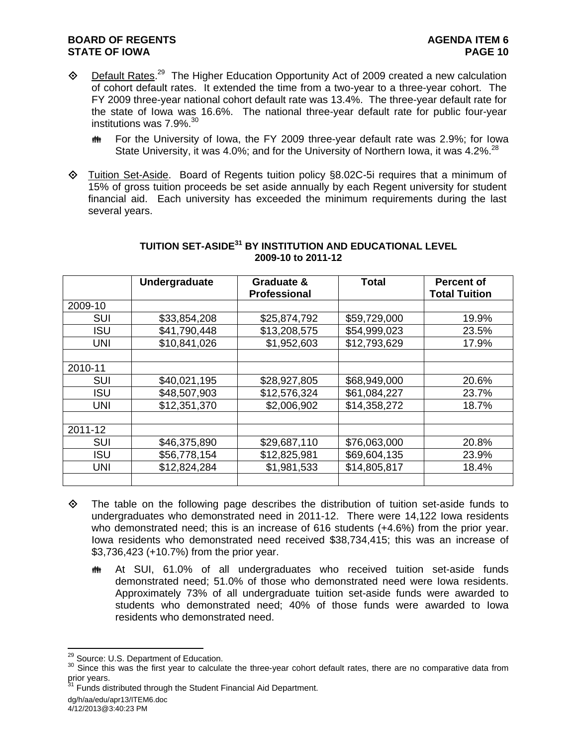- Default Rates.[29] The Higher Education Opportunity Act of 2009 created a new calculation of cohort default rates. It extended the time from a two-year to a three-year cohort. The FY 2009 three-year national cohort default rate was 13.4%. The three-year default rate for the state of Iowa was 16.6%. The national three-year default rate for public four-year institutions was 7.9%.[30]

  - For the University of Iowa, the FY 2009 three-year default rate was 2.9%; for Iowa State University, it was 4.0%; and for the University of Northern Iowa, it was 4.2%.[28]

- Tuition Set-Aside. Board of Regents tuition policy §8.02C-5i requires that a minimum of 15% of gross tuition proceeds be set aside annually by each Regent university for student financial aid. Each university has exceeded the minimum requirements during the last several years.

**TUITION SET-ASIDE[31] BY INSTITUTION AND EDUCATIONAL LEVEL**
**2009-10 to 2011-12**

| | Undergraduate | Graduate & Professional | Total | Percent of Total Tuition |
|---|---|---|---|---|
| 2009-10 | | | | |
| SUI | $33,854,208 | $25,874,792 | $59,729,000 | 19.9% |
| ISU | $41,790,448 | $13,208,575 | $54,999,023 | 23.5% |
| UNI | $10,841,026 | $1,952,603 | $12,793,629 | 17.9% |
| | | | | |
| 2010-11 | | | | |
| SUI | $40,021,195 | $28,927,805 | $68,949,000 | 20.6% |
| ISU | $48,507,903 | $12,576,324 | $61,084,227 | 23.7% |
| UNI | $12,351,370 | $2,006,902 | $14,358,272 | 18.7% |
| | | | | |
| 2011-12 | | | | |
| SUI | $46,375,890 | $29,687,110 | $76,063,000 | 20.8% |
| ISU | $56,778,154 | $12,825,981 | $69,604,135 | 23.9% |
| UNI | $12,824,284 | $1,981,533 | $14,805,817 | 18.4% |
| | | | | |

- The table on the following page describes the distribution of tuition set-aside funds to undergraduates who demonstrated need in 2011-12. There were 14,122 Iowa residents who demonstrated need; this is an increase of 616 students (+4.6%) from the prior year. Iowa residents who demonstrated need received $38,734,415; this was an increase of $3,736,423 (+10.7%) from the prior year.

  - At SUI, 61.0% of all undergraduates who received tuition set-aside funds demonstrated need; 51.0% of those who demonstrated need were Iowa residents. Approximately 73% of all undergraduate tuition set-aside funds were awarded to students who demonstrated need; 40% of those funds were awarded to Iowa residents who demonstrated need.

---

[29] Source: U.S. Department of Education.

[30] Since this was the first year to calculate the three-year cohort default rates, there are no comparative data from prior years.

[31] Funds distributed through the Student Financial Aid Department.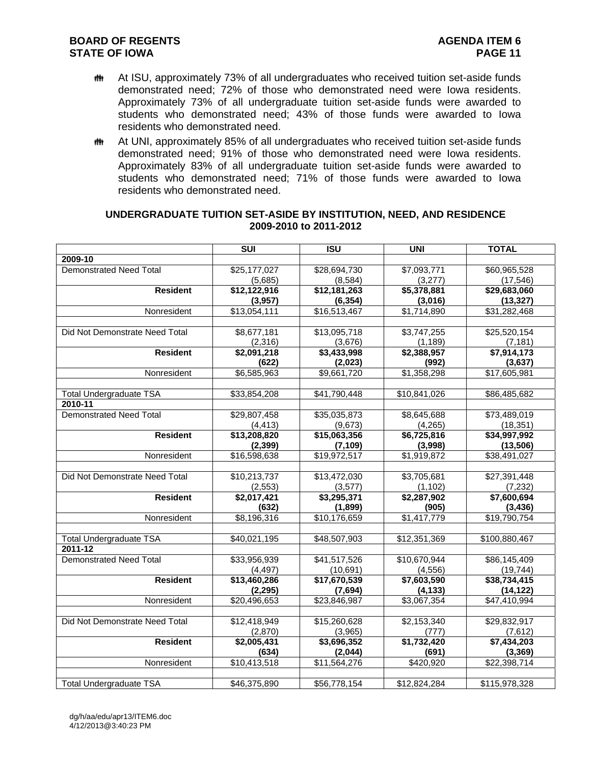- At ISU, approximately 73% of all undergraduates who received tuition set-aside funds demonstrated need; 72% of those who demonstrated need were Iowa residents. Approximately 73% of all undergraduate tuition set-aside funds were awarded to students who demonstrated need; 43% of those funds were awarded to Iowa residents who demonstrated need.
- At UNI, approximately 85% of all undergraduates who received tuition set-aside funds demonstrated need; 91% of those who demonstrated need were Iowa residents. Approximately 83% of all undergraduate tuition set-aside funds were awarded to students who demonstrated need; 71% of those funds were awarded to Iowa residents who demonstrated need.

**UNDERGRADUATE TUITION SET-ASIDE BY INSTITUTION, NEED, AND RESIDENCE 2009-2010 to 2011-2012**

| | SUI | ISU | UNI | TOTAL |
|---|---|---|---|---|
| **2009-10** | | | | |
| Demonstrated Need Total | $25,177,027 (5,685) | $28,694,730 (8,584) | $7,093,771 (3,277) | $60,965,528 (17,546) |
| **Resident** | **$12,122,916 (3,957)** | **$12,181,263 (6,354)** | **$5,378,881 (3,016)** | **$29,683,060 (13,327)** |
| Nonresident | $13,054,111 | $16,513,467 | $1,714,890 | $31,282,468 |
| | | | | |
| Did Not Demonstrate Need Total | $8,677,181 (2,316) | $13,095,718 (3,676) | $3,747,255 (1,189) | $25,520,154 (7,181) |
| **Resident** | **$2,091,218 (622)** | **$3,433,998 (2,023)** | **$2,388,957 (992)** | **$7,914,173 (3,637)** |
| Nonresident | $6,585,963 | $9,661,720 | $1,358,298 | $17,605,981 |
| | | | | |
| Total Undergraduate TSA | $33,854,208 | $41,790,448 | $10,841,026 | $86,485,682 |
| **2010-11** | | | | |
| Demonstrated Need Total | $29,807,458 (4,413) | $35,035,873 (9,673) | $8,645,688 (4,265) | $73,489,019 (18,351) |
| **Resident** | **$13,208,820 (2,399)** | **$15,063,356 (7,109)** | **$6,725,816 (3,998)** | **$34,997,992 (13,506)** |
| Nonresident | $16,598,638 | $19,972,517 | $1,919,872 | $38,491,027 |
| | | | | |
| Did Not Demonstrate Need Total | $10,213,737 (2,553) | $13,472,030 (3,577) | $3,705,681 (1,102) | $27,391,448 (7,232) |
| **Resident** | **$2,017,421 (632)** | **$3,295,371 (1,899)** | **$2,287,902 (905)** | **$7,600,694 (3,436)** |
| Nonresident | $8,196,316 | $10,176,659 | $1,417,779 | $19,790,754 |
| | | | | |
| Total Undergraduate TSA | $40,021,195 | $48,507,903 | $12,351,369 | $100,880,467 |
| **2011-12** | | | | |
| Demonstrated Need Total | $33,956,939 (4,497) | $41,517,526 (10,691) | $10,670,944 (4,556) | $86,145,409 (19,744) |
| **Resident** | **$13,460,286 (2,295)** | **$17,670,539 (7,694)** | **$7,603,590 (4,133)** | **$38,734,415 (14,122)** |
| Nonresident | $20,496,653 | $23,846,987 | $3,067,354 | $47,410,994 |
| | | | | |
| Did Not Demonstrate Need Total | $12,418,949 (2,870) | $15,260,628 (3,965) | $2,153,340 (777) | $29,832,917 (7,612) |
| **Resident** | **$2,005,431 (634)** | **$3,696,352 (2,044)** | **$1,732,420 (691)** | **$7,434,203 (3,369)** |
| Nonresident | $10,413,518 | $11,564,276 | $420,920 | $22,398,714 |
| | | | | |
| Total Undergraduate TSA | $46,375,890 | $56,778,154 | $12,824,284 | $115,978,328 |

dg/h/aa/edu/apr13/ITEM6.doc
4/12/2013@3:40:23 PM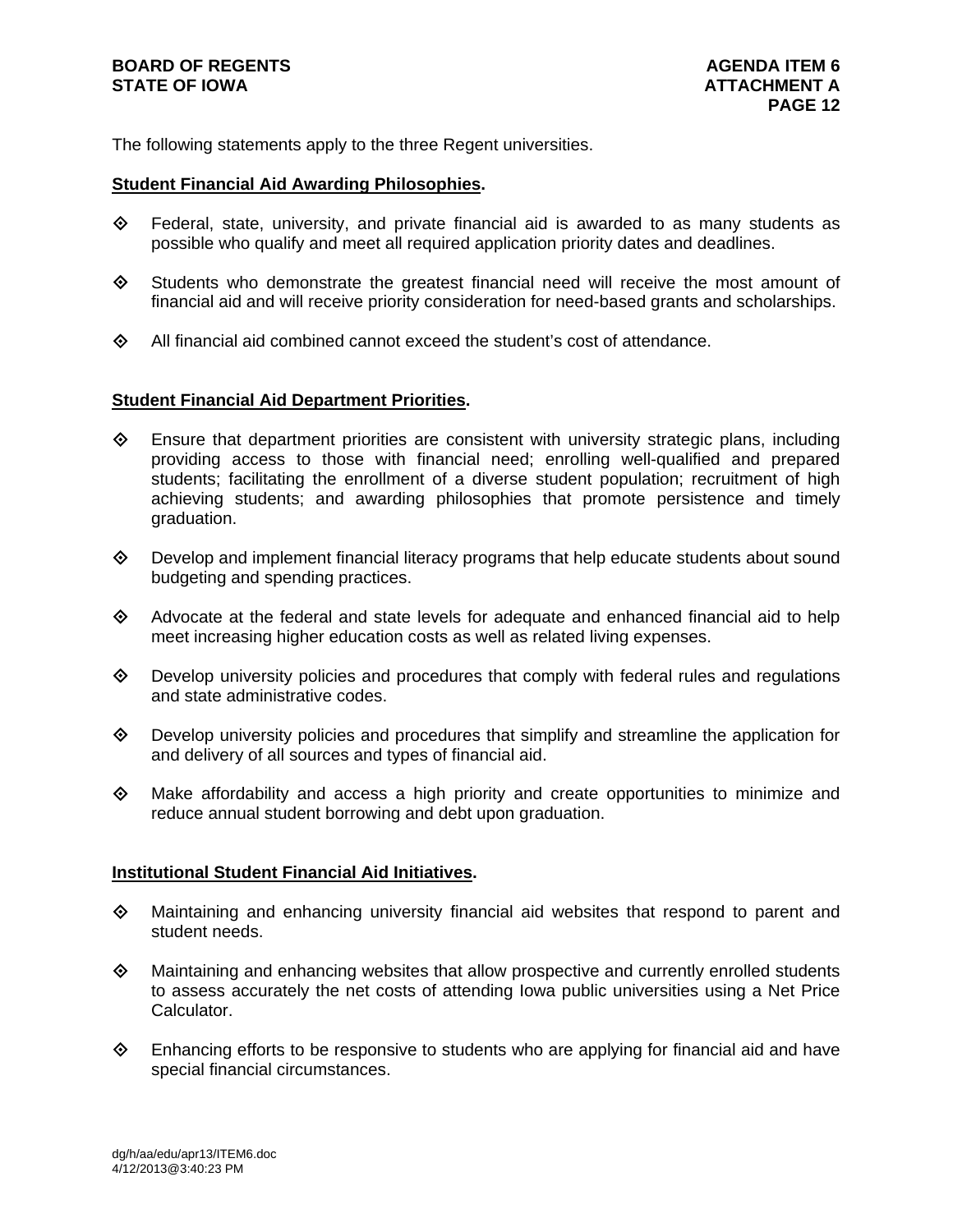The following statements apply to the three Regent universities.

**Student Financial Aid Awarding Philosophies.**

- Federal, state, university, and private financial aid is awarded to as many students as possible who qualify and meet all required application priority dates and deadlines.
- Students who demonstrate the greatest financial need will receive the most amount of financial aid and will receive priority consideration for need-based grants and scholarships.
- All financial aid combined cannot exceed the student's cost of attendance.

**Student Financial Aid Department Priorities.**

- Ensure that department priorities are consistent with university strategic plans, including providing access to those with financial need; enrolling well-qualified and prepared students; facilitating the enrollment of a diverse student population; recruitment of high achieving students; and awarding philosophies that promote persistence and timely graduation.
- Develop and implement financial literacy programs that help educate students about sound budgeting and spending practices.
- Advocate at the federal and state levels for adequate and enhanced financial aid to help meet increasing higher education costs as well as related living expenses.
- Develop university policies and procedures that comply with federal rules and regulations and state administrative codes.
- Develop university policies and procedures that simplify and streamline the application for and delivery of all sources and types of financial aid.
- Make affordability and access a high priority and create opportunities to minimize and reduce annual student borrowing and debt upon graduation.

**Institutional Student Financial Aid Initiatives.**

- Maintaining and enhancing university financial aid websites that respond to parent and student needs.
- Maintaining and enhancing websites that allow prospective and currently enrolled students to assess accurately the net costs of attending Iowa public universities using a Net Price Calculator.
- Enhancing efforts to be responsive to students who are applying for financial aid and have special financial circumstances.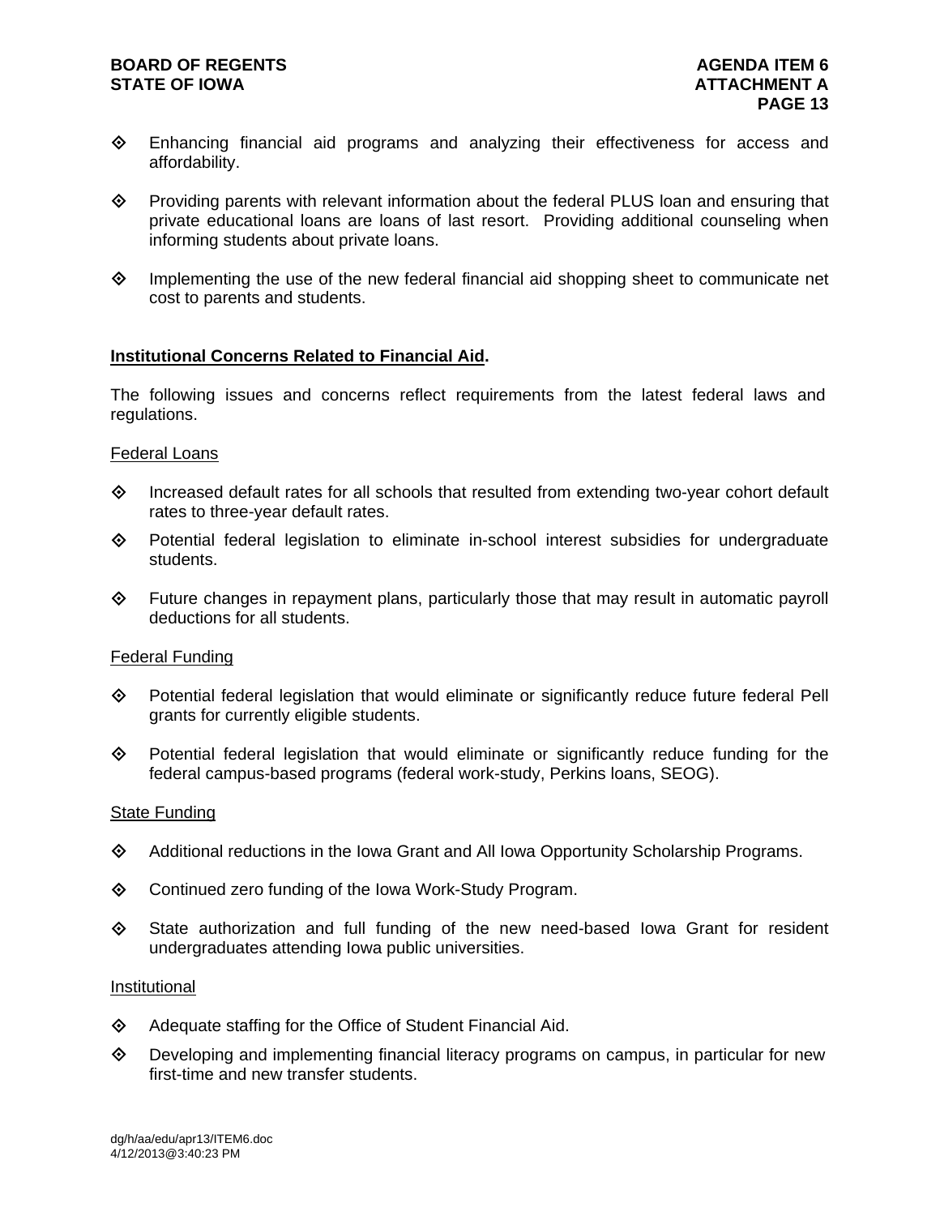- Enhancing financial aid programs and analyzing their effectiveness for access and affordability.

- Providing parents with relevant information about the federal PLUS loan and ensuring that private educational loans are loans of last resort. Providing additional counseling when informing students about private loans.

- Implementing the use of the new federal financial aid shopping sheet to communicate net cost to parents and students.

**Institutional Concerns Related to Financial Aid.**

The following issues and concerns reflect requirements from the latest federal laws and regulations.

Federal Loans

- Increased default rates for all schools that resulted from extending two-year cohort default rates to three-year default rates.
- Potential federal legislation to eliminate in-school interest subsidies for undergraduate students.
- Future changes in repayment plans, particularly those that may result in automatic payroll deductions for all students.

Federal Funding

- Potential federal legislation that would eliminate or significantly reduce future federal Pell grants for currently eligible students.
- Potential federal legislation that would eliminate or significantly reduce funding for the federal campus-based programs (federal work-study, Perkins loans, SEOG).

State Funding

- Additional reductions in the Iowa Grant and All Iowa Opportunity Scholarship Programs.
- Continued zero funding of the Iowa Work-Study Program.
- State authorization and full funding of the new need-based Iowa Grant for resident undergraduates attending Iowa public universities.

Institutional

- Adequate staffing for the Office of Student Financial Aid.
- Developing and implementing financial literacy programs on campus, in particular for new first-time and new transfer students.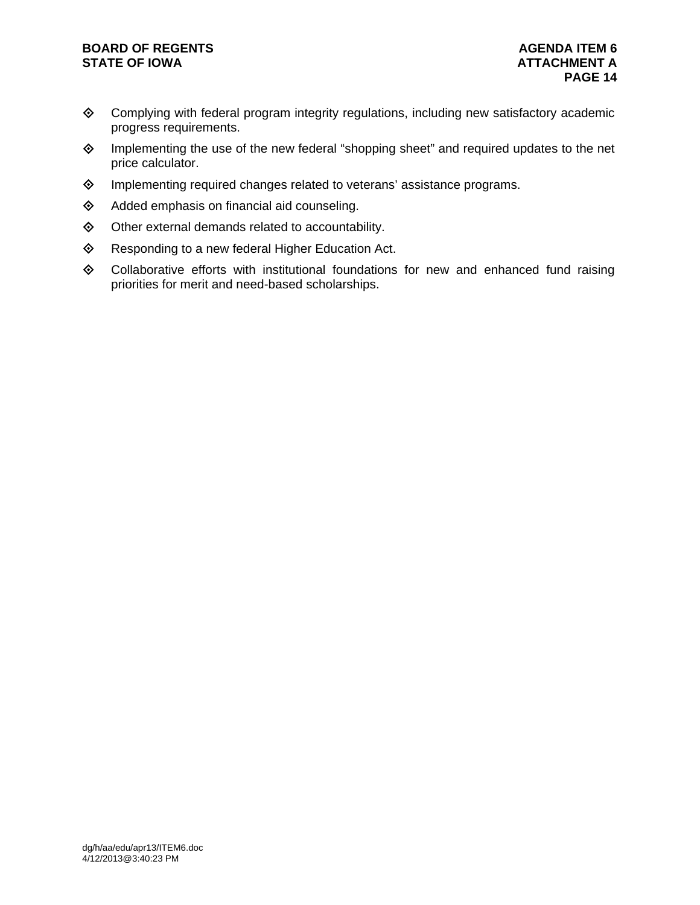- Complying with federal program integrity regulations, including new satisfactory academic progress requirements.
- Implementing the use of the new federal "shopping sheet" and required updates to the net price calculator.
- Implementing required changes related to veterans' assistance programs.
- Added emphasis on financial aid counseling.
- Other external demands related to accountability.
- Responding to a new federal Higher Education Act.
- Collaborative efforts with institutional foundations for new and enhanced fund raising priorities for merit and need-based scholarships.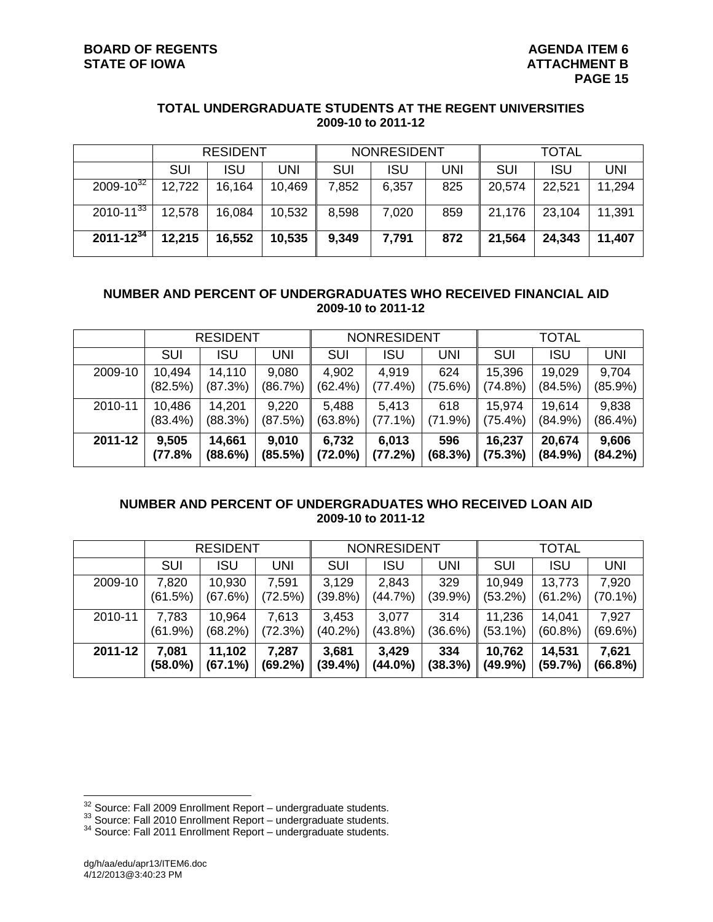### TOTAL UNDERGRADUATE STUDENTS AT THE REGENT UNIVERSITIES
### 2009-10 to 2011-12

| | RESIDENT | | | NONRESIDENT | | | TOTAL | | |
|---|---|---|---|---|---|---|---|---|---|
| | SUI | ISU | UNI | SUI | ISU | UNI | SUI | ISU | UNI |
| 2009-10[32] | 12,722 | 16,164 | 10,469 | 7,852 | 6,357 | 825 | 20,574 | 22,521 | 11,294 |
| 2010-11[33] | 12,578 | 16,084 | 10,532 | 8,598 | 7,020 | 859 | 21,176 | 23,104 | 11,391 |
| **2011-12[34]** | **12,215** | **16,552** | **10,535** | **9,349** | **7,791** | **872** | **21,564** | **24,343** | **11,407** |

### NUMBER AND PERCENT OF UNDERGRADUATES WHO RECEIVED FINANCIAL AID
### 2009-10 to 2011-12

| | RESIDENT | | | NONRESIDENT | | | TOTAL | | |
|---|---|---|---|---|---|---|---|---|---|
| | SUI | ISU | UNI | SUI | ISU | UNI | SUI | ISU | UNI |
| 2009-10 | 10,494 (82.5%) | 14,110 (87.3%) | 9,080 (86.7%) | 4,902 (62.4%) | 4,919 (77.4%) | 624 (75.6%) | 15,396 (74.8%) | 19,029 (84.5%) | 9,704 (85.9%) |
| 2010-11 | 10,486 (83.4%) | 14,201 (88.3%) | 9,220 (87.5%) | 5,488 (63.8%) | 5,413 (77.1%) | 618 (71.9%) | 15,974 (75.4%) | 19,614 (84.9%) | 9,838 (86.4%) |
| **2011-12** | **9,505 (77.8%** | **14,661 (88.6%)** | **9,010 (85.5%)** | **6,732 (72.0%)** | **6,013 (77.2%)** | **596 (68.3%)** | **16,237 (75.3%)** | **20,674 (84.9%)** | **9,606 (84.2%)** |

### NUMBER AND PERCENT OF UNDERGRADUATES WHO RECEIVED LOAN AID
### 2009-10 to 2011-12

| | RESIDENT | | | NONRESIDENT | | | TOTAL | | |
|---|---|---|---|---|---|---|---|---|---|
| | SUI | ISU | UNI | SUI | ISU | UNI | SUI | ISU | UNI |
| 2009-10 | 7,820 (61.5%) | 10,930 (67.6%) | 7,591 (72.5%) | 3,129 (39.8%) | 2,843 (44.7%) | 329 (39.9%) | 10,949 (53.2%) | 13,773 (61.2%) | 7,920 (70.1%) |
| 2010-11 | 7,783 (61.9%) | 10,964 (68.2%) | 7,613 (72.3%) | 3,453 (40.2%) | 3,077 (43.8%) | 314 (36.6%) | 11,236 (53.1%) | 14,041 (60.8%) | 7,927 (69.6%) |
| **2011-12** | **7,081 (58.0%)** | **11,102 (67.1%)** | **7,287 (69.2%)** | **3,681 (39.4%)** | **3,429 (44.0%)** | **334 (38.3%)** | **10,762 (49.9%)** | **14,531 (59.7%)** | **7,621 (66.8%)** |

---

[32] Source: Fall 2009 Enrollment Report – undergraduate students.
[33] Source: Fall 2010 Enrollment Report – undergraduate students.
[34] Source: Fall 2011 Enrollment Report – undergraduate students.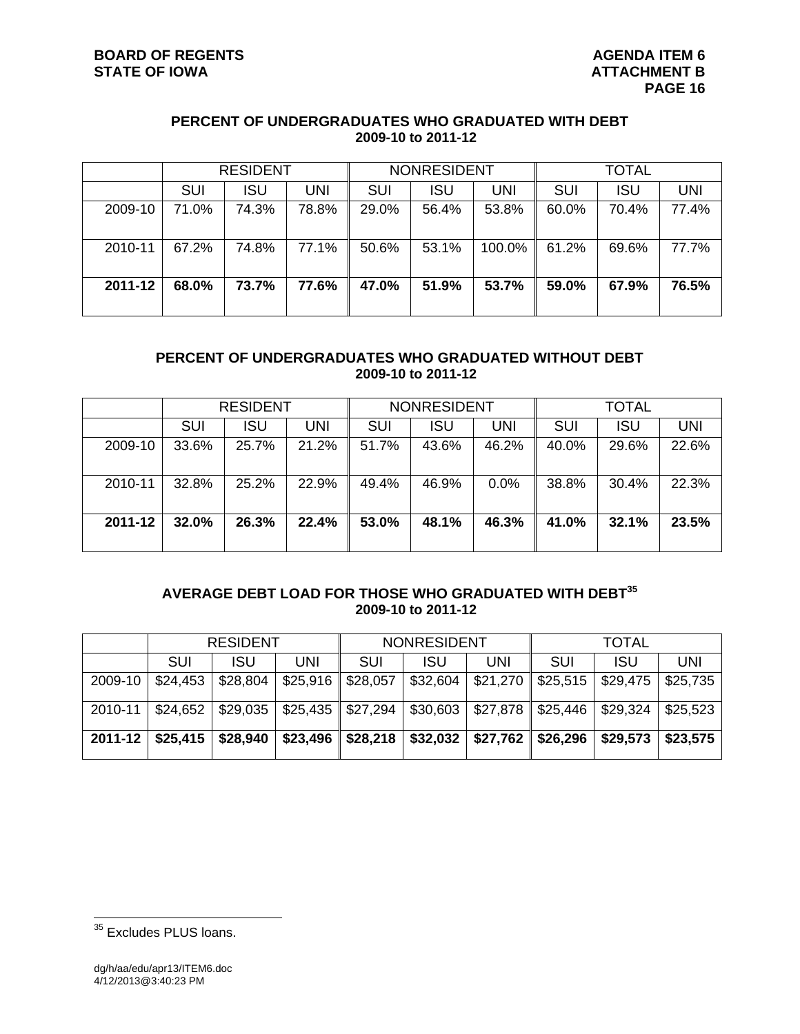## PERCENT OF UNDERGRADUATES WHO GRADUATED WITH DEBT
### 2009-10 to 2011-12

| | RESIDENT | | | NONRESIDENT | | | TOTAL | | |
|---|---|---|---|---|---|---|---|---|---|
| | SUI | ISU | UNI | SUI | ISU | UNI | SUI | ISU | UNI |
| 2009-10 | 71.0% | 74.3% | 78.8% | 29.0% | 56.4% | 53.8% | 60.0% | 70.4% | 77.4% |
| 2010-11 | 67.2% | 74.8% | 77.1% | 50.6% | 53.1% | 100.0% | 61.2% | 69.6% | 77.7% |
| **2011-12** | **68.0%** | **73.7%** | **77.6%** | **47.0%** | **51.9%** | **53.7%** | **59.0%** | **67.9%** | **76.5%** |

## PERCENT OF UNDERGRADUATES WHO GRADUATED WITHOUT DEBT
### 2009-10 to 2011-12

| | RESIDENT | | | NONRESIDENT | | | TOTAL | | |
|---|---|---|---|---|---|---|---|---|---|
| | SUI | ISU | UNI | SUI | ISU | UNI | SUI | ISU | UNI |
| 2009-10 | 33.6% | 25.7% | 21.2% | 51.7% | 43.6% | 46.2% | 40.0% | 29.6% | 22.6% |
| 2010-11 | 32.8% | 25.2% | 22.9% | 49.4% | 46.9% | 0.0% | 38.8% | 30.4% | 22.3% |
| **2011-12** | **32.0%** | **26.3%** | **22.4%** | **53.0%** | **48.1%** | **46.3%** | **41.0%** | **32.1%** | **23.5%** |

## AVERAGE DEBT LOAD FOR THOSE WHO GRADUATED WITH DEBT[35]
### 2009-10 to 2011-12

| | RESIDENT | | | NONRESIDENT | | | TOTAL | | |
|---|---|---|---|---|---|---|---|---|---|
| | SUI | ISU | UNI | SUI | ISU | UNI | SUI | ISU | UNI |
| 2009-10 | $24,453 | $28,804 | $25,916 | $28,057 | $32,604 | $21,270 | $25,515 | $29,475 | $25,735 |
| 2010-11 | $24,652 | $29,035 | $25,435 | $27,294 | $30,603 | $27,878 | $25,446 | $29,324 | $25,523 |
| **2011-12** | **$25,415** | **$28,940** | **$23,496** | **$28,218** | **$32,032** | **$27,762** | **$26,296** | **$29,573** | **$23,575** |

[35] Excludes PLUS loans.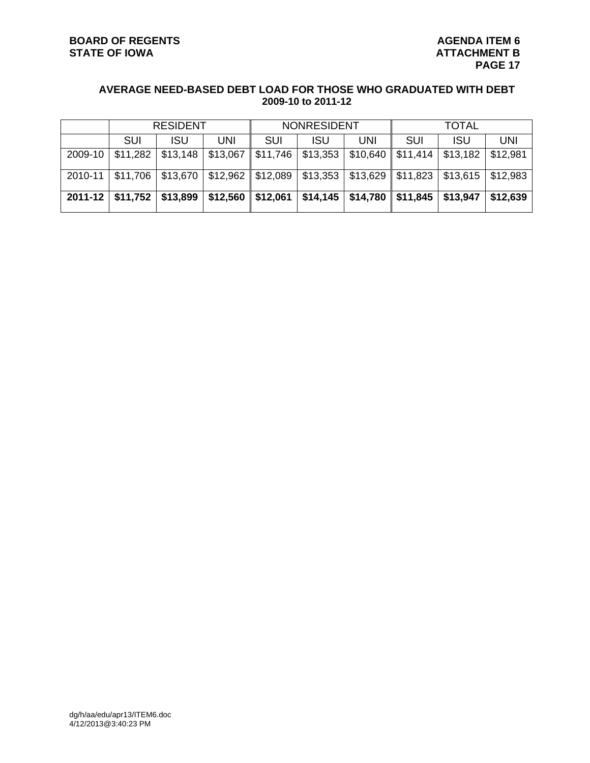**AVERAGE NEED-BASED DEBT LOAD FOR THOSE WHO GRADUATED WITH DEBT**
**2009-10 to 2011-12**

| | RESIDENT | | | NONRESIDENT | | | TOTAL | | |
|---|---|---|---|---|---|---|---|---|---|
| | SUI | ISU | UNI | SUI | ISU | UNI | SUI | ISU | UNI |
| 2009-10 | $11,282 | $13,148 | $13,067 | $11,746 | $13,353 | $10,640 | $11,414 | $13,182 | $12,981 |
| 2010-11 | $11,706 | $13,670 | $12,962 | $12,089 | $13,353 | $13,629 | $11,823 | $13,615 | $12,983 |
| **2011-12** | **$11,752** | **$13,899** | **$12,560** | **$12,061** | **$14,145** | **$14,780** | **$11,845** | **$13,947** | **$12,639** |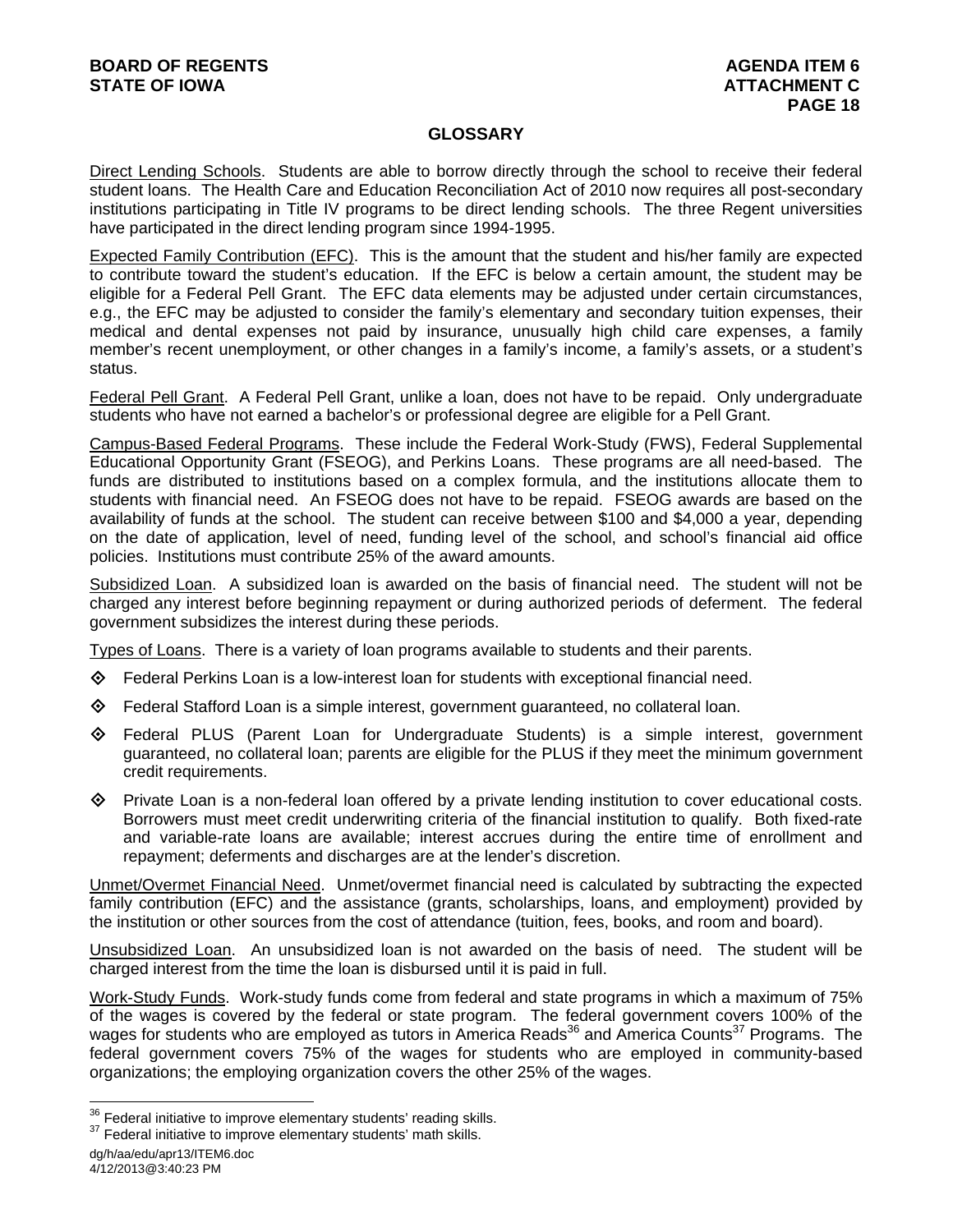## GLOSSARY

Direct Lending Schools. Students are able to borrow directly through the school to receive their federal student loans. The Health Care and Education Reconciliation Act of 2010 now requires all post-secondary institutions participating in Title IV programs to be direct lending schools. The three Regent universities have participated in the direct lending program since 1994-1995.

Expected Family Contribution (EFC). This is the amount that the student and his/her family are expected to contribute toward the student's education. If the EFC is below a certain amount, the student may be eligible for a Federal Pell Grant. The EFC data elements may be adjusted under certain circumstances, e.g., the EFC may be adjusted to consider the family's elementary and secondary tuition expenses, their medical and dental expenses not paid by insurance, unusually high child care expenses, a family member's recent unemployment, or other changes in a family's income, a family's assets, or a student's status.

Federal Pell Grant. A Federal Pell Grant, unlike a loan, does not have to be repaid. Only undergraduate students who have not earned a bachelor's or professional degree are eligible for a Pell Grant.

Campus-Based Federal Programs. These include the Federal Work-Study (FWS), Federal Supplemental Educational Opportunity Grant (FSEOG), and Perkins Loans. These programs are all need-based. The funds are distributed to institutions based on a complex formula, and the institutions allocate them to students with financial need. An FSEOG does not have to be repaid. FSEOG awards are based on the availability of funds at the school. The student can receive between $100 and $4,000 a year, depending on the date of application, level of need, funding level of the school, and school's financial aid office policies. Institutions must contribute 25% of the award amounts.

Subsidized Loan. A subsidized loan is awarded on the basis of financial need. The student will not be charged any interest before beginning repayment or during authorized periods of deferment. The federal government subsidizes the interest during these periods.

Types of Loans. There is a variety of loan programs available to students and their parents.

- Federal Perkins Loan is a low-interest loan for students with exceptional financial need.
- Federal Stafford Loan is a simple interest, government guaranteed, no collateral loan.
- Federal PLUS (Parent Loan for Undergraduate Students) is a simple interest, government guaranteed, no collateral loan; parents are eligible for the PLUS if they meet the minimum government credit requirements.
- Private Loan is a non-federal loan offered by a private lending institution to cover educational costs. Borrowers must meet credit underwriting criteria of the financial institution to qualify. Both fixed-rate and variable-rate loans are available; interest accrues during the entire time of enrollment and repayment; deferments and discharges are at the lender's discretion.

Unmet/Overmet Financial Need. Unmet/overmet financial need is calculated by subtracting the expected family contribution (EFC) and the assistance (grants, scholarships, loans, and employment) provided by the institution or other sources from the cost of attendance (tuition, fees, books, and room and board).

Unsubsidized Loan. An unsubsidized loan is not awarded on the basis of need. The student will be charged interest from the time the loan is disbursed until it is paid in full.

Work-Study Funds. Work-study funds come from federal and state programs in which a maximum of 75% of the wages is covered by the federal or state program. The federal government covers 100% of the wages for students who are employed as tutors in America Reads[36] and America Counts[37] Programs. The federal government covers 75% of the wages for students who are employed in community-based organizations; the employing organization covers the other 25% of the wages.

---

[36] Federal initiative to improve elementary students' reading skills.
[37] Federal initiative to improve elementary students' math skills.

dg/h/aa/edu/apr13/ITEM6.doc
4/12/2013@3:40:23 PM